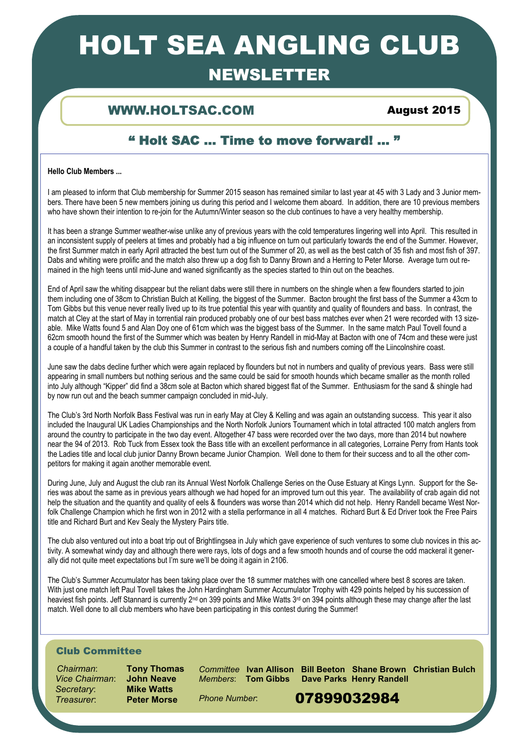# HOLT SEA ANGLING CLUB

## NEWSLETTER

**WWW.HOLTSAC.COM** — **August 2015**

### " Holt SAC … Time to move forward! … "

**Hello Club Members ...**

I am pleased to inform that Club membership for Summer 2015 season has remained similar to last year at 45 with 3 Lady and 3 Junior members. There have been 5 new members joining us during this period and I welcome them aboard. In addition, there are 10 previous members who have shown their intention to re-join for the Autumn/Winter season so the club continues to have a very healthy membership.

It has been a strange Summer weather-wise unlike any of previous years with the cold temperatures lingering well into April. This resulted in an inconsistent supply of peelers at times and probably had a big influence on turn out particularly towards the end of the Summer. However, the first Summer match in early April attracted the best turn out of the Summer of 20, as well as the best catch of 35 fish and most fish of 397. Dabs and whiting were prolific and the match also threw up a dog fish to Danny Brown and a Herring to Peter Morse. Average turn out remained in the high teens until mid-June and waned significantly as the species started to thin out on the beaches.

End of April saw the whiting disappear but the reliant dabs were still there in numbers on the shingle when a few flounders started to join them including one of 38cm to Christian Bulch at Kelling, the biggest of the Summer. Bacton brought the first bass of the Summer a 43cm to Tom Gibbs but this venue never really lived up to its true potential this year with quantity and quality of flounders and bass. In contrast, the match at Cley at the start of May in torrential rain produced probably one of our best bass matches ever when 21 were recorded with 13 sizeable. Mike Watts found 5 and Alan Doy one of 61cm which was the biggest bass of the Summer. In the same match Paul Tovell found a 62cm smooth hound the first of the Summer which was beaten by Henry Randell in mid-May at Bacton with one of 74cm and these were just a couple of a handful taken by the club this Summer in contrast to the serious fish and numbers coming off the Liincolnshire coast.

June saw the dabs decline further which were again replaced by flounders but not in numbers and quality of previous years. Bass were still appearing in small numbers but nothing serious and the same could be said for smooth hounds which became smaller as the month rolled into July although "Kipper" did find a 38cm sole at Bacton which shared biggest flat of the Summer. Enthusiasm for the sand & shingle had by now run out and the beach summer campaign concluded in mid-July.

The Club's 3rd North Norfolk Bass Festival was run in early May at Cley & Kelling and was again an outstanding success. This year it also included the Inaugural UK Ladies Championships and the North Norfolk Juniors Tournament which in total attracted 100 match anglers from around the country to participate in the two day event. Altogether 47 bass were recorded over the two days, more than 2014 but nowhere near the 94 of 2013. Rob Tuck from Essex took the Bass title with an excellent performance in all categories, Lorraine Perry from Hants took the Ladies title and local club junior Danny Brown became Junior Champion. Well done to them for their success and to all the other competitors for making it again another memorable event.

During June, July and August the club ran its Annual West Norfolk Challenge Series on the Ouse Estuary at Kings Lynn. Support for the Series was about the same as in previous years although we had hoped for an improved turn out this year. The availability of crab again did not help the situation and the quantity and quality of eels & flounders was worse than 2014 which did not help. Henry Randell became West Norfolk Challenge Champion which he first won in 2012 with a stella performance in all 4 matches. Richard Burt & Ed Driver took the Free Pairs title and Richard Burt and Kev Sealy the Mystery Pairs title.

The club also ventured out into a boat trip out of Brightlingsea in July which gave experience of such ventures to some club novices in this activity. A somewhat windy day and although there were rays, lots of dogs and a few smooth hounds and of course the odd mackeral it generally did not quite meet expectations but I'm sure we'll be doing it again in 2106.

The Club's Summer Accumulator has been taking place over the 18 summer matches with one cancelled where best 8 scores are taken. With just one match left Paul Tovell takes the John Hardingham Summer Accumulator Trophy with 429 points helped by his succession of heaviest fish points. Jeff Stannard is currently 2nd on 399 points and Mike Watts 3rd on 394 points although these may change after the last match. Well done to all club members who have been participating in this contest during the Summer!

### Club Committee

*Chairman*: **Tony Thomas**
*Vice Chairman*: **John Neave**
*Secretary*: **Mike Watts**
*Treasurer*: **Peter Morse**

*Committee Members*: **Ivan Allison**, **Bill Beeton**, **Shane Brown**, **Christian Bulch**, **Tom Gibbs**, **Dave Parks**, **Henry Randell**

*Phone Number*: **07899032984**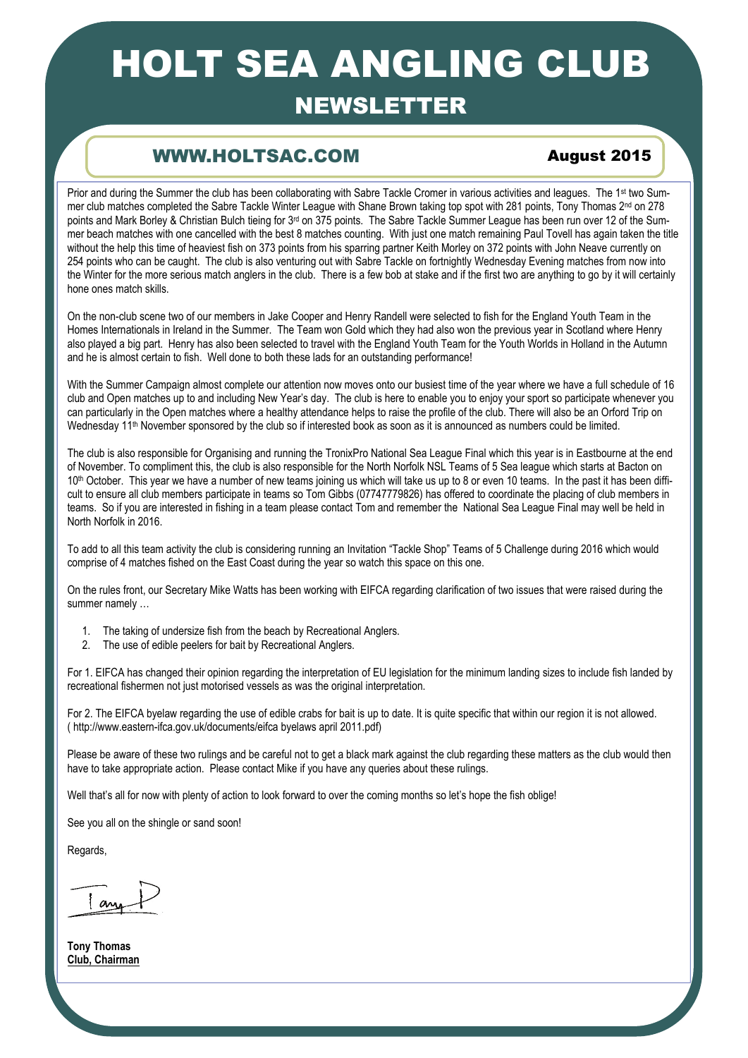# HOLT SEA ANGLING CLUB

## NEWSLETTER

**WWW.HOLTSAC.COM** **August 2015**

Prior and during the Summer the club has been collaborating with Sabre Tackle Cromer in various activities and leagues. The 1st two Summer club matches completed the Sabre Tackle Winter League with Shane Brown taking top spot with 281 points, Tony Thomas 2nd on 278 points and Mark Borley & Christian Bulch tieing for 3rd on 375 points. The Sabre Tackle Summer League has been run over 12 of the Summer beach matches with one cancelled with the best 8 matches counting. With just one match remaining Paul Tovell has again taken the title without the help this time of heaviest fish on 373 points from his sparring partner Keith Morley on 372 points with John Neave currently on 254 points who can be caught. The club is also venturing out with Sabre Tackle on fortnightly Wednesday Evening matches from now into the Winter for the more serious match anglers in the club. There is a few bob at stake and if the first two are anything to go by it will certainly hone ones match skills.

On the non-club scene two of our members in Jake Cooper and Henry Randell were selected to fish for the England Youth Team in the Homes Internationals in Ireland in the Summer. The Team won Gold which they had also won the previous year in Scotland where Henry also played a big part. Henry has also been selected to travel with the England Youth Team for the Youth Worlds in Holland in the Autumn and he is almost certain to fish. Well done to both these lads for an outstanding performance!

With the Summer Campaign almost complete our attention now moves onto our busiest time of the year where we have a full schedule of 16 club and Open matches up to and including New Year's day. The club is here to enable you to enjoy your sport so participate whenever you can particularly in the Open matches where a healthy attendance helps to raise the profile of the club. There will also be an Orford Trip on Wednesday 11th November sponsored by the club so if interested book as soon as it is announced as numbers could be limited.

The club is also responsible for Organising and running the TronixPro National Sea League Final which this year is in Eastbourne at the end of November. To compliment this, the club is also responsible for the North Norfolk NSL Teams of 5 Sea league which starts at Bacton on 10th October. This year we have a number of new teams joining us which will take us up to 8 or even 10 teams. In the past it has been difficult to ensure all club members participate in teams so Tom Gibbs (07747779826) has offered to coordinate the placing of club members in teams. So if you are interested in fishing in a team please contact Tom and remember the National Sea League Final may well be held in North Norfolk in 2016.

To add to all this team activity the club is considering running an Invitation "Tackle Shop" Teams of 5 Challenge during 2016 which would comprise of 4 matches fished on the East Coast during the year so watch this space on this one.

On the rules front, our Secretary Mike Watts has been working with EIFCA regarding clarification of two issues that were raised during the summer namely …

1. The taking of undersize fish from the beach by Recreational Anglers.
2. The use of edible peelers for bait by Recreational Anglers.

For 1. EIFCA has changed their opinion regarding the interpretation of EU legislation for the minimum landing sizes to include fish landed by recreational fishermen not just motorised vessels as was the original interpretation.

For 2. The EIFCA byelaw regarding the use of edible crabs for bait is up to date. It is quite specific that within our region it is not allowed. ( http://www.eastern-ifca.gov.uk/documents/eifca byelaws april 2011.pdf)

Please be aware of these two rulings and be careful not to get a black mark against the club regarding these matters as the club would then have to take appropriate action. Please contact Mike if you have any queries about these rulings.

Well that's all for now with plenty of action to look forward to over the coming months so let's hope the fish oblige!

See you all on the shingle or sand soon!

Regards,

Tony T

**Tony Thomas**
**Club, Chairman**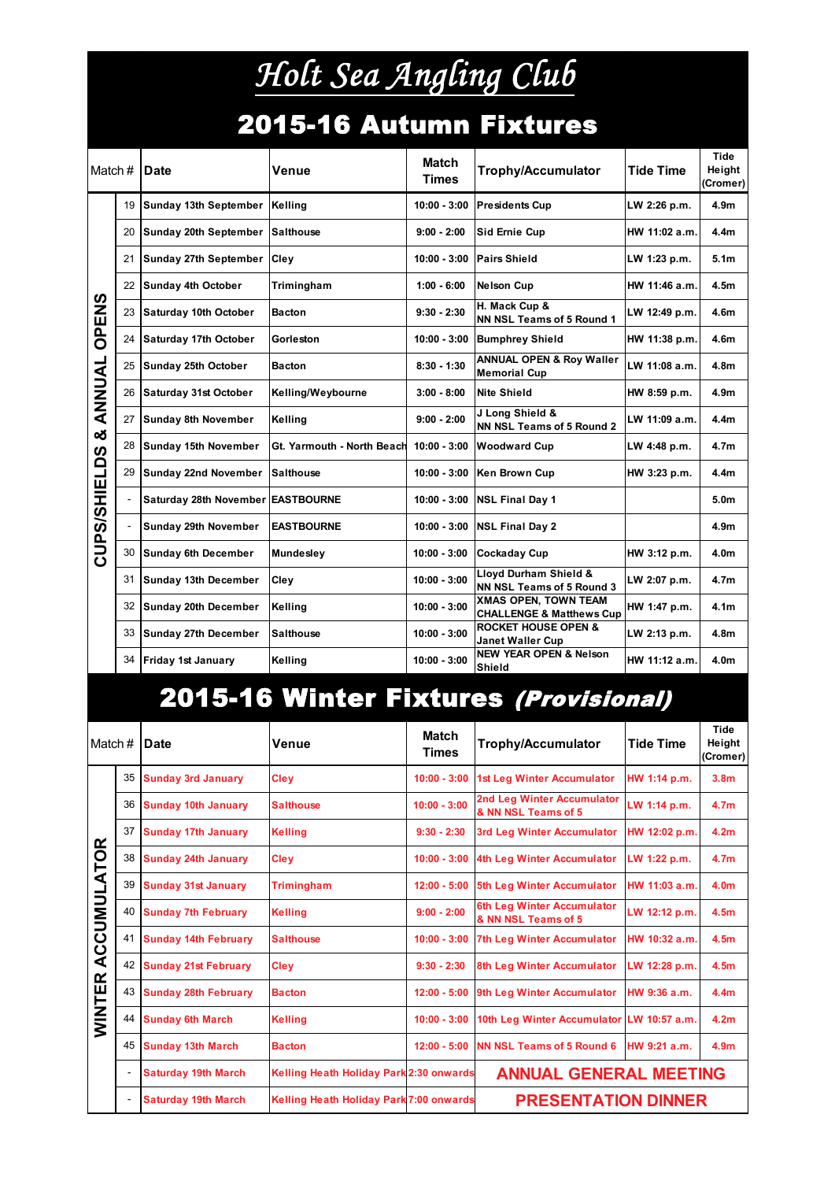# Holt Sea Angling Club

## 2015-16 Autumn Fixtures

| | Match # | Date | Venue | Match Times | Trophy/Accumulator | Tide Time | Tide Height (Cromer) |
|---|---|---|---|---|---|---|---|
| CUPS/SHIELDS & ANNUAL OPENS | 19 | Sunday 13th September | Kelling | 10:00 - 3:00 | Presidents Cup | LW 2:26 p.m. | 4.9m |
| | 20 | Sunday 20th September | Salthouse | 9:00 - 2:00 | Sid Ernie Cup | HW 11:02 a.m. | 4.4m |
| | 21 | Sunday 27th September | Cley | 10:00 - 3:00 | Pairs Shield | LW 1:23 p.m. | 5.1m |
| | 22 | Sunday 4th October | Trimingham | 1:00 - 6:00 | Nelson Cup | HW 11:46 a.m. | 4.5m |
| | 23 | Saturday 10th October | Bacton | 9:30 - 2:30 | H. Mack Cup & NN NSL Teams of 5 Round 1 | LW 12:49 p.m. | 4.6m |
| | 24 | Saturday 17th October | Gorleston | 10:00 - 3:00 | Bumphrey Shield | HW 11:38 p.m. | 4.6m |
| | 25 | Sunday 25th October | Bacton | 8:30 - 1:30 | ANNUAL OPEN & Roy Waller Memorial Cup | LW 11:08 a.m. | 4.8m |
| | 26 | Saturday 31st October | Kelling/Weybourne | 3:00 - 8:00 | Nite Shield | HW 8:59 p.m. | 4.9m |
| | 27 | Sunday 8th November | Kelling | 9:00 - 2:00 | J Long Shield & NN NSL Teams of 5 Round 2 | LW 11:09 a.m. | 4.4m |
| | 28 | Sunday 15th November | Gt. Yarmouth - North Beach | 10:00 - 3:00 | Woodward Cup | LW 4:48 p.m. | 4.7m |
| | 29 | Sunday 22nd November | Salthouse | 10:00 - 3:00 | Ken Brown Cup | HW 3:23 p.m. | 4.4m |
| | - | Saturday 28th November | EASTBOURNE | 10:00 - 3:00 | NSL Final Day 1 | | 5.0m |
| | - | Sunday 29th November | EASTBOURNE | 10:00 - 3:00 | NSL Final Day 2 | | 4.9m |
| | 30 | Sunday 6th December | Mundesley | 10:00 - 3:00 | Cockaday Cup | HW 3:12 p.m. | 4.0m |
| | 31 | Sunday 13th December | Cley | 10:00 - 3:00 | Lloyd Durham Shield & NN NSL Teams of 5 Round 3 | LW 2:07 p.m. | 4.7m |
| | 32 | Sunday 20th December | Kelling | 10:00 - 3:00 | XMAS OPEN, TOWN TEAM CHALLENGE & Matthews Cup | HW 1:47 p.m. | 4.1m |
| | 33 | Sunday 27th December | Salthouse | 10:00 - 3:00 | ROCKET HOUSE OPEN & Janet Waller Cup | LW 2:13 p.m. | 4.8m |
| | 34 | Friday 1st January | Kelling | 10:00 - 3:00 | NEW YEAR OPEN & Nelson Shield | HW 11:12 a.m. | 4.0m |

## 2015-16 Winter Fixtures *(Provisional)*

| | Match # | Date | Venue | Match Times | Trophy/Accumulator | Tide Time | Tide Height (Cromer) |
|---|---|---|---|---|---|---|---|
| WINTER ACCUMULATOR | 35 | Sunday 3rd January | Cley | 10:00 - 3:00 | 1st Leg Winter Accumulator | HW 1:14 p.m. | 3.8m |
| | 36 | Sunday 10th January | Salthouse | 10:00 - 3:00 | 2nd Leg Winter Accumulator & NN NSL Teams of 5 | LW 1:14 p.m. | 4.7m |
| | 37 | Sunday 17th January | Kelling | 9:30 - 2:30 | 3rd Leg Winter Accumulator | HW 12:02 p.m. | 4.2m |
| | 38 | Sunday 24th January | Cley | 10:00 - 3:00 | 4th Leg Winter Accumulator | LW 1:22 p.m. | 4.7m |
| | 39 | Sunday 31st January | Trimingham | 12:00 - 5:00 | 5th Leg Winter Accumulator | HW 11:03 a.m. | 4.0m |
| | 40 | Sunday 7th February | Kelling | 9:00 - 2:00 | 6th Leg Winter Accumulator & NN NSL Teams of 5 | LW 12:12 p.m. | 4.5m |
| | 41 | Sunday 14th February | Salthouse | 10:00 - 3:00 | 7th Leg Winter Accumulator | HW 10:32 a.m. | 4.5m |
| | 42 | Sunday 21st February | Cley | 9:30 - 2:30 | 8th Leg Winter Accumulator | LW 12:28 p.m. | 4.5m |
| | 43 | Sunday 28th February | Bacton | 12:00 - 5:00 | 9th Leg Winter Accumulator | HW 9:36 a.m. | 4.4m |
| | 44 | Sunday 6th March | Kelling | 10:00 - 3:00 | 10th Leg Winter Accumulator | LW 10:57 a.m. | 4.2m |
| | 45 | Sunday 13th March | Bacton | 12:00 - 5:00 | NN NSL Teams of 5 Round 6 | HW 9:21 a.m. | 4.9m |
| | - | Saturday 19th March | Kelling Heath Holiday Park | 2:30 onwards | ANNUAL GENERAL MEETING | | |
| | - | Saturday 19th March | Kelling Heath Holiday Park | 7:00 onwards | PRESENTATION DINNER | | |